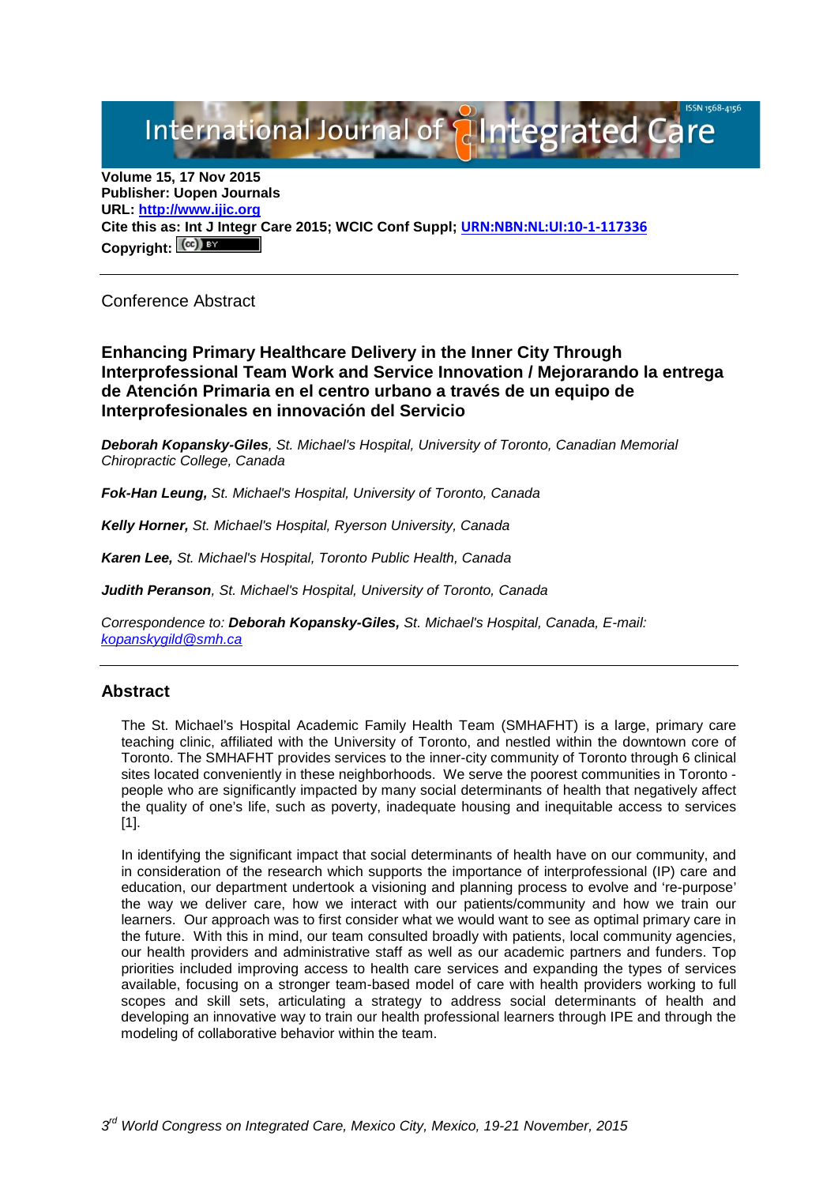**Volume 15, 17 Nov 2015**
**Publisher: Uopen Journals**
**URL: [http://www.ijic.org](http://www.ijic.org)**
**Cite this as: Int J Integr Care 2015; WCIC Conf Suppl; [URN:NBN:NL:UI:10-1-117336](URN:NBN:NL:UI:10-1-117336)**
**Copyright:**

---

Conference Abstract

## Enhancing Primary Healthcare Delivery in the Inner City Through Interprofessional Team Work and Service Innovation / Mejorarando la entrega de Atención Primaria en el centro urbano a través de un equipo de Interprofesionales en innovación del Servicio

***Deborah Kopansky-Giles**, St. Michael's Hospital, University of Toronto, Canadian Memorial Chiropractic College, Canada*

***Fok-Han Leung,** St. Michael's Hospital, University of Toronto, Canada*

***Kelly Horner,** St. Michael's Hospital, Ryerson University, Canada*

***Karen Lee,** St. Michael's Hospital, Toronto Public Health, Canada*

***Judith Peranson**, St. Michael's Hospital, University of Toronto, Canada*

*Correspondence to: **Deborah Kopansky-Giles,** St. Michael's Hospital, Canada, E-mail: [kopanskygild@smh.ca](mailto:kopanskygild@smh.ca)*

---

### Abstract

The St. Michael's Hospital Academic Family Health Team (SMHAFHT) is a large, primary care teaching clinic, affiliated with the University of Toronto, and nestled within the downtown core of Toronto. The SMHAFHT provides services to the inner-city community of Toronto through 6 clinical sites located conveniently in these neighborhoods. We serve the poorest communities in Toronto - people who are significantly impacted by many social determinants of health that negatively affect the quality of one's life, such as poverty, inadequate housing and inequitable access to services [1].

In identifying the significant impact that social determinants of health have on our community, and in consideration of the research which supports the importance of interprofessional (IP) care and education, our department undertook a visioning and planning process to evolve and 're-purpose' the way we deliver care, how we interact with our patients/community and how we train our learners. Our approach was to first consider what we would want to see as optimal primary care in the future. With this in mind, our team consulted broadly with patients, local community agencies, our health providers and administrative staff as well as our academic partners and funders. Top priorities included improving access to health care services and expanding the types of services available, focusing on a stronger team-based model of care with health providers working to full scopes and skill sets, articulating a strategy to address social determinants of health and developing an innovative way to train our health professional learners through IPE and through the modeling of collaborative behavior within the team.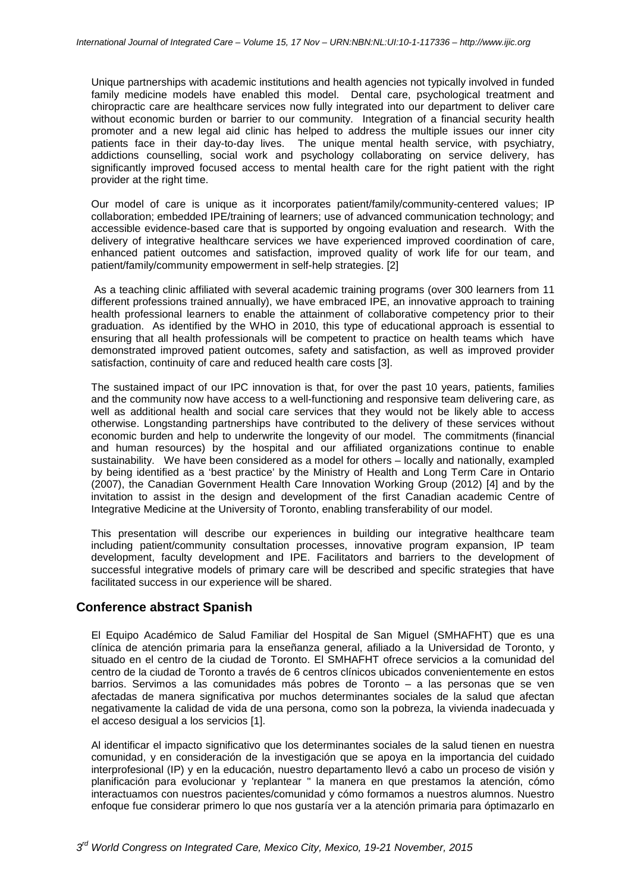Unique partnerships with academic institutions and health agencies not typically involved in funded family medicine models have enabled this model. Dental care, psychological treatment and chiropractic care are healthcare services now fully integrated into our department to deliver care without economic burden or barrier to our community. Integration of a financial security health promoter and a new legal aid clinic has helped to address the multiple issues our inner city patients face in their day-to-day lives. The unique mental health service, with psychiatry, addictions counselling, social work and psychology collaborating on service delivery, has significantly improved focused access to mental health care for the right patient with the right provider at the right time.

Our model of care is unique as it incorporates patient/family/community-centered values; IP collaboration; embedded IPE/training of learners; use of advanced communication technology; and accessible evidence-based care that is supported by ongoing evaluation and research. With the delivery of integrative healthcare services we have experienced improved coordination of care, enhanced patient outcomes and satisfaction, improved quality of work life for our team, and patient/family/community empowerment in self-help strategies. [2]

As a teaching clinic affiliated with several academic training programs (over 300 learners from 11 different professions trained annually), we have embraced IPE, an innovative approach to training health professional learners to enable the attainment of collaborative competency prior to their graduation. As identified by the WHO in 2010, this type of educational approach is essential to ensuring that all health professionals will be competent to practice on health teams which have demonstrated improved patient outcomes, safety and satisfaction, as well as improved provider satisfaction, continuity of care and reduced health care costs [3].

The sustained impact of our IPC innovation is that, for over the past 10 years, patients, families and the community now have access to a well-functioning and responsive team delivering care, as well as additional health and social care services that they would not be likely able to access otherwise. Longstanding partnerships have contributed to the delivery of these services without economic burden and help to underwrite the longevity of our model. The commitments (financial and human resources) by the hospital and our affiliated organizations continue to enable sustainability. We have been considered as a model for others – locally and nationally, exampled by being identified as a 'best practice' by the Ministry of Health and Long Term Care in Ontario (2007), the Canadian Government Health Care Innovation Working Group (2012) [4] and by the invitation to assist in the design and development of the first Canadian academic Centre of Integrative Medicine at the University of Toronto, enabling transferability of our model.

This presentation will describe our experiences in building our integrative healthcare team including patient/community consultation processes, innovative program expansion, IP team development, faculty development and IPE. Facilitators and barriers to the development of successful integrative models of primary care will be described and specific strategies that have facilitated success in our experience will be shared.

## Conference abstract Spanish

El Equipo Académico de Salud Familiar del Hospital de San Miguel (SMHAFHT) que es una clínica de atención primaria para la enseñanza general, afiliado a la Universidad de Toronto, y situado en el centro de la ciudad de Toronto. El SMHAFHT ofrece servicios a la comunidad del centro de la ciudad de Toronto a través de 6 centros clínicos ubicados convenientemente en estos barrios. Servimos a las comunidades más pobres de Toronto – a las personas que se ven afectadas de manera significativa por muchos determinantes sociales de la salud que afectan negativamente la calidad de vida de una persona, como son la pobreza, la vivienda inadecuada y el acceso desigual a los servicios [1].

Al identificar el impacto significativo que los determinantes sociales de la salud tienen en nuestra comunidad, y en consideración de la investigación que se apoya en la importancia del cuidado interprofesional (IP) y en la educación, nuestro departamento llevó a cabo un proceso de visión y planificación para evolucionar y 'replantear " la manera en que prestamos la atención, cómo interactuamos con nuestros pacientes/comunidad y cómo formamos a nuestros alumnos. Nuestro enfoque fue considerar primero lo que nos gustaría ver a la atención primaria para óptimazarlo en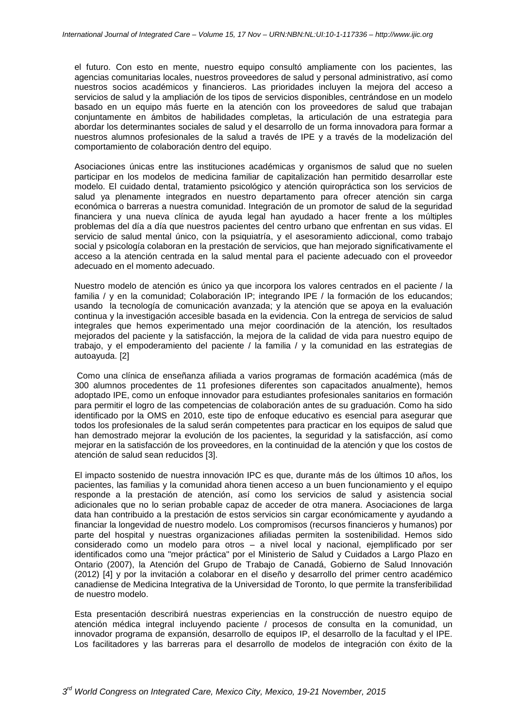el futuro. Con esto en mente, nuestro equipo consultó ampliamente con los pacientes, las agencias comunitarias locales, nuestros proveedores de salud y personal administrativo, así como nuestros socios académicos y financieros. Las prioridades incluyen la mejora del acceso a servicios de salud y la ampliación de los tipos de servicios disponibles, centrándose en un modelo basado en un equipo más fuerte en la atención con los proveedores de salud que trabajan conjuntamente en ámbitos de habilidades completas, la articulación de una estrategia para abordar los determinantes sociales de salud y el desarrollo de un forma innovadora para formar a nuestros alumnos profesionales de la salud a través de IPE y a través de la modelización del comportamiento de colaboración dentro del equipo.

Asociaciones únicas entre las instituciones académicas y organismos de salud que no suelen participar en los modelos de medicina familiar de capitalización han permitido desarrollar este modelo. El cuidado dental, tratamiento psicológico y atención quiropráctica son los servicios de salud ya plenamente integrados en nuestro departamento para ofrecer atención sin carga económica o barreras a nuestra comunidad. Integración de un promotor de salud de la seguridad financiera y una nueva clínica de ayuda legal han ayudado a hacer frente a los múltiples problemas del día a día que nuestros pacientes del centro urbano que enfrentan en sus vidas. El servicio de salud mental único, con la psiquiatría, y el asesoramiento adiccional, como trabajo social y psicología colaboran en la prestación de servicios, que han mejorado significativamente el acceso a la atención centrada en la salud mental para el paciente adecuado con el proveedor adecuado en el momento adecuado.

Nuestro modelo de atención es único ya que incorpora los valores centrados en el paciente / la familia / y en la comunidad; Colaboración IP; integrando IPE / la formación de los educandos; usando la tecnología de comunicación avanzada; y la atención que se apoya en la evaluación continua y la investigación accesible basada en la evidencia. Con la entrega de servicios de salud integrales que hemos experimentado una mejor coordinación de la atención, los resultados mejorados del paciente y la satisfacción, la mejora de la calidad de vida para nuestro equipo de trabajo, y el empoderamiento del paciente / la familia / y la comunidad en las estrategias de autoayuda. [2]

Como una clínica de enseñanza afiliada a varios programas de formación académica (más de 300 alumnos procedentes de 11 profesiones diferentes son capacitados anualmente), hemos adoptado IPE, como un enfoque innovador para estudiantes profesionales sanitarios en formación para permitir el logro de las competencias de colaboración antes de su graduación. Como ha sido identificado por la OMS en 2010, este tipo de enfoque educativo es esencial para asegurar que todos los profesionales de la salud serán competentes para practicar en los equipos de salud que han demostrado mejorar la evolución de los pacientes, la seguridad y la satisfacción, así como mejorar en la satisfacción de los proveedores, en la continuidad de la atención y que los costos de atención de salud sean reducidos [3].

El impacto sostenido de nuestra innovación IPC es que, durante más de los últimos 10 años, los pacientes, las familias y la comunidad ahora tienen acceso a un buen funcionamiento y el equipo responde a la prestación de atención, así como los servicios de salud y asistencia social adicionales que no lo serian probable capaz de acceder de otra manera. Asociaciones de larga data han contribuido a la prestación de estos servicios sin cargar económicamente y ayudando a financiar la longevidad de nuestro modelo. Los compromisos (recursos financieros y humanos) por parte del hospital y nuestras organizaciones afiliadas permiten la sostenibilidad. Hemos sido considerado como un modelo para otros – a nivel local y nacional, ejemplificado por ser identificados como una "mejor práctica" por el Ministerio de Salud y Cuidados a Largo Plazo en Ontario (2007), la Atención del Grupo de Trabajo de Canadá, Gobierno de Salud Innovación (2012) [4] y por la invitación a colaborar en el diseño y desarrollo del primer centro académico canadiense de Medicina Integrativa de la Universidad de Toronto, lo que permite la transferibilidad de nuestro modelo.

Esta presentación describirá nuestras experiencias en la construcción de nuestro equipo de atención médica integral incluyendo paciente / procesos de consulta en la comunidad, un innovador programa de expansión, desarrollo de equipos IP, el desarrollo de la facultad y el IPE. Los facilitadores y las barreras para el desarrollo de modelos de integración con éxito de la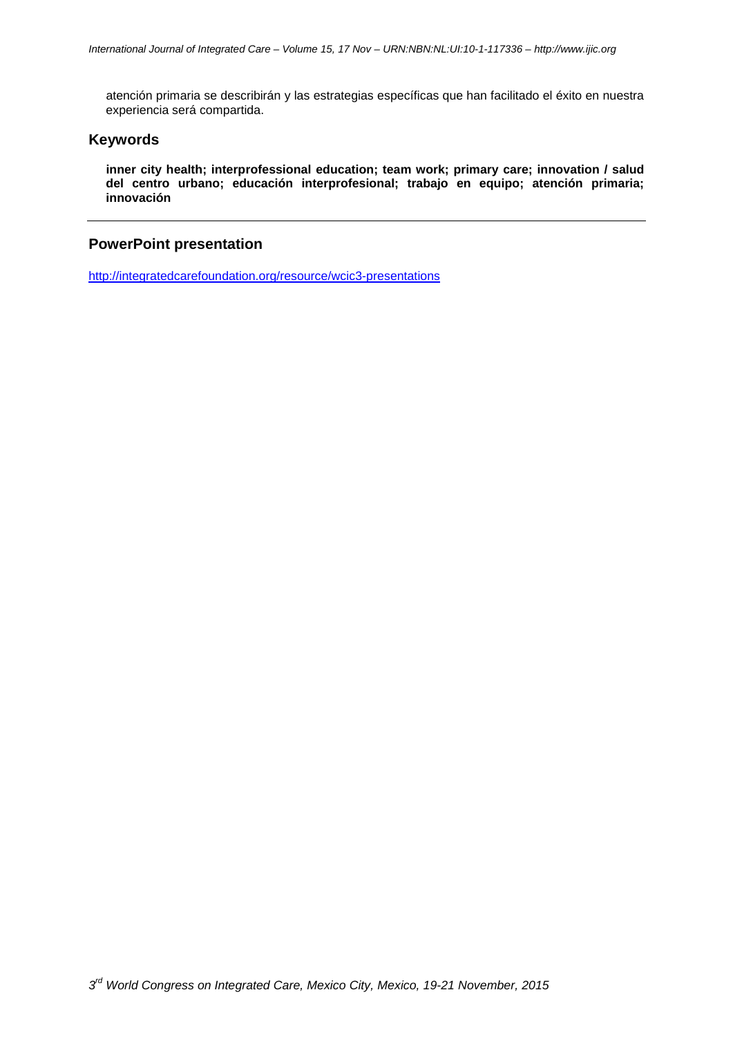atención primaria se describirán y las estrategias específicas que han facilitado el éxito en nuestra experiencia será compartida.

## Keywords

**inner city health; interprofessional education; team work; primary care; innovation / salud del centro urbano; educación interprofesional; trabajo en equipo; atención primaria; innovación**

---

## PowerPoint presentation

http://integratedcarefoundation.org/resource/wcic3-presentations